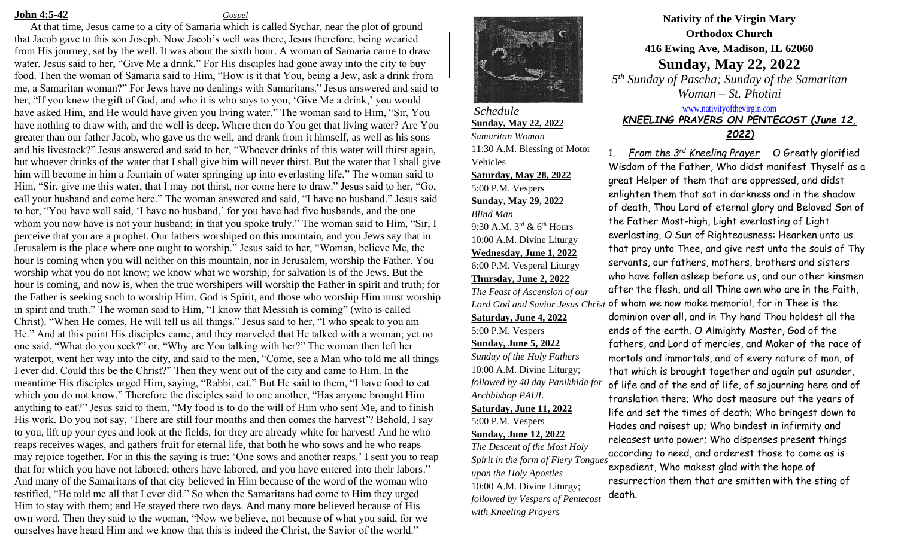**John 4:5-42** *Gospel*

At that time, Jesus came to a city of Samaria which is called Sychar, near the plot of ground that Jacob gave to this son Joseph. Now Jacob's well was there, Jesus therefore, being wearied from His journey, sat by the well. It was about the sixth hour. A woman of Samaria came to draw water. Jesus said to her, "Give Me a drink." For His disciples had gone away into the city to buy food. Then the woman of Samaria said to Him, "How is it that You, being a Jew, ask a drink from me, a Samaritan woman?" For Jews have no dealings with Samaritans." Jesus answered and said to her, "If you knew the gift of God, and who it is who says to you, 'Give Me a drink,' you would have asked Him, and He would have given you living water." The woman said to Him, "Sir, You have nothing to draw with, and the well is deep. Where then do You get that living water? Are You greater than our father Jacob, who gave us the well, and drank from it himself, as well as his sons and his livestock?" Jesus answered and said to her, "Whoever drinks of this water will thirst again, but whoever drinks of the water that I shall give him will never thirst. But the water that I shall give him will become in him a fountain of water springing up into everlasting life." The woman said to Him, "Sir, give me this water, that I may not thirst, nor come here to draw." Jesus said to her, "Go, call your husband and come here." The woman answered and said, "I have no husband." Jesus said to her, "You have well said, 'I have no husband,' for you have had five husbands, and the one whom you now have is not your husband; in that you spoke truly." The woman said to Him, "Sir, I perceive that you are a prophet. Our fathers worshiped on this mountain, and you Jews say that in Jerusalem is the place where one ought to worship." Jesus said to her, "Woman, believe Me, the hour is coming when you will neither on this mountain, nor in Jerusalem, worship the Father. You worship what you do not know; we know what we worship, for salvation is of the Jews. But the hour is coming, and now is, when the true worshipers will worship the Father in spirit and truth; for the Father is seeking such to worship Him. God is Spirit, and those who worship Him must worship in spirit and truth." The woman said to Him, "I know that Messiah is coming" (who is called Christ). "When He comes, He will tell us all things." Jesus said to her, "I who speak to you am He." And at this point His disciples came, and they marveled that He talked with a woman; yet no one said, "What do you seek?" or, "Why are You talking with her?" The woman then left her waterpot, went her way into the city, and said to the men, "Come, see a Man who told me all things I ever did. Could this be the Christ?" Then they went out of the city and came to Him. In the meantime His disciples urged Him, saying, "Rabbi, eat." But He said to them, "I have food to eat which you do not know." Therefore the disciples said to one another, "Has anyone brought Him anything to eat?" Jesus said to them, "My food is to do the will of Him who sent Me, and to finish His work. Do you not say, 'There are still four months and then comes the harvest'? Behold, I say to you, lift up your eyes and look at the fields, for they are already white for harvest! And he who reaps receives wages, and gathers fruit for eternal life, that both he who sows and he who reaps may rejoice together. For in this the saying is true: 'One sows and another reaps.' I sent you to reap that for which you have not labored; others have labored, and you have entered into their labors." And many of the Samaritans of that city believed in Him because of the word of the woman who testified, "He told me all that I ever did." So when the Samaritans had come to Him they urged Him to stay with them; and He stayed there two days. And many more believed because of His own word. Then they said to the woman, "Now we believe, not because of what you said, for we ourselves have heard Him and we know that this is indeed the Christ, the Savior of the world."

*Schedule*

**Sunday, May 22, 2022**
*Samaritan Woman*
11:30 A.M. Blessing of Motor Vehicles

**Saturday, May 28, 2022**
5:00 P.M. Vespers

**Sunday, May 29, 2022**
*Blind Man*
9:30 A.M. 3rd & 6th Hours
10:00 A.M. Divine Liturgy

**Wednesday, June 1, 2022**
6:00 P.M. Vesperal Liturgy

**Thursday, June 2, 2022**
*The Feast of Ascension of our Lord God and Savior Jesus Christ*

**Saturday, June 4, 2022**
5:00 P.M. Vespers

**Sunday, June 5, 2022**
*Sunday of the Holy Fathers*
10:00 A.M. Divine Liturgy; *followed by 40 day Panikhida for Archbishop PAUL*

**Saturday, June 11, 2022**
5:00 P.M. Vespers

**Sunday, June 12, 2022**
*The Descent of the Most Holy Spirit in the form of Fiery Tongues upon the Holy Apostles*
10:00 A.M. Divine Liturgy; *followed by Vespers of Pentecost with Kneeling Prayers*

**Nativity of the Virgin Mary Orthodox Church**
**416 Ewing Ave, Madison, IL 62060**
**Sunday, May 22, 2022**
*5th Sunday of Pascha; Sunday of the Samaritan Woman – St. Photini*
www.nativityofthevirgin.com

***KNEELING PRAYERS ON PENTECOST (June 12, 2022)***

1. *From the 3rd Kneeling Prayer* O Greatly glorified Wisdom of the Father, Who didst manifest Thyself as a great Helper of them that are oppressed, and didst enlighten them that sat in darkness and in the shadow of death, Thou Lord of eternal glory and Beloved Son of the Father Most-high, Light everlasting of Light everlasting, O Sun of Righteousness: Hearken unto us that pray unto Thee, and give rest unto the souls of Thy servants, our fathers, mothers, brothers and sisters who have fallen asleep before us, and our other kinsmen after the flesh, and all Thine own who are in the Faith, of whom we now make memorial, for in Thee is the dominion over all, and in Thy hand Thou holdest all the ends of the earth. O Almighty Master, God of the fathers, and Lord of mercies, and Maker of the race of mortals and immortals, and of every nature of man, of that which is brought together and again put asunder, of life and of the end of life, of sojourning here and of translation there; Who dost measure out the years of life and set the times of death; Who bringest down to Hades and raisest up; Who bindest in infirmity and releasest unto power; Who dispenses present things according to need, and orderest those to come as is expedient, Who makest glad with the hope of resurrection them that are smitten with the sting of death.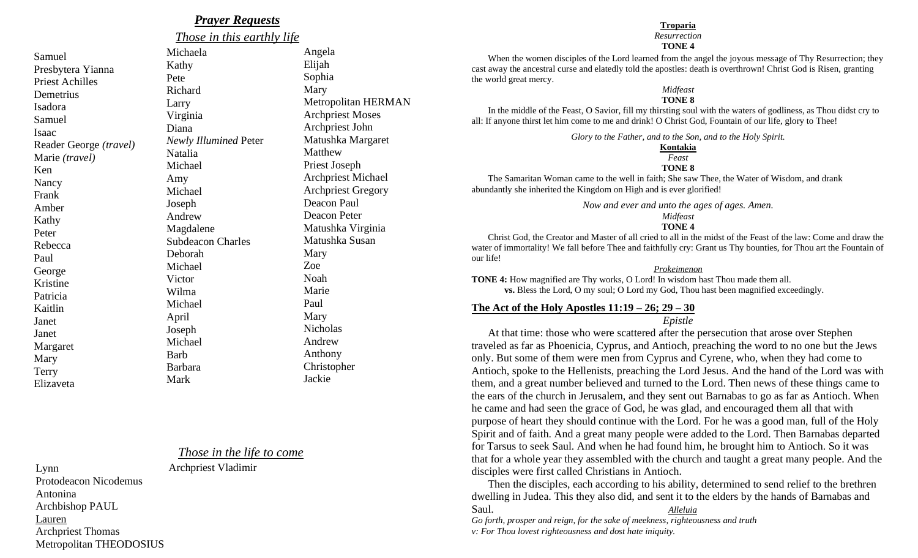## *Prayer Requests*

### *Those in this earthly life*

Samuel
Presbytera Yianna
Priest Achilles
Demetrius
Isadora
Samuel
Isaac
Reader George *(travel)*
Marie *(travel)*
Ken
Nancy
Frank
Amber
Kathy
Peter
Rebecca
Paul
George
Kristine
Patricia
Kaitlin
Janet
Janet
Margaret
Mary
Terry
Elizaveta

Michaela
Kathy
Pete
Richard
Larry
Virginia
Diana
*Newly Illumined* Peter
Natalia
Michael
Amy
Michael
Joseph
Andrew
Magdalene
Subdeacon Charles
Deborah
Michael
Victor
Wilma
Michael
April
Joseph
Michael
Barb
Barbara
Mark

Angela
Elijah
Sophia
Mary
Metropolitan HERMAN
Archpriest Moses
Archpriest John
Matushka Margaret
Matthew
Priest Joseph
Archpriest Michael
Archpriest Gregory
Deacon Paul
Deacon Peter
Matushka Virginia
Matushka Susan
Mary
Zoe
Noah
Marie
Paul
Mary
Nicholas
Andrew
Anthony
Christopher
Jackie

### *Those in the life to come*

Lynn
Protodeacon Nicodemus
Antonina
Archbishop PAUL
Lauren
Archpriest Thomas
Metropolitan THEODOSIUS
Archpriest Vladimir

**Troparia**
*Resurrection*
**TONE 4**

When the women disciples of the Lord learned from the angel the joyous message of Thy Resurrection; they cast away the ancestral curse and elatedly told the apostles: death is overthrown! Christ God is Risen, granting the world great mercy.

*Midfeast*
**TONE 8**

In the middle of the Feast, O Savior, fill my thirsting soul with the waters of godliness, as Thou didst cry to all: If anyone thirst let him come to me and drink! O Christ God, Fountain of our life, glory to Thee!

*Glory to the Father, and to the Son, and to the Holy Spirit.*

**Kontakia**
*Feast*
**TONE 8**

The Samaritan Woman came to the well in faith; She saw Thee, the Water of Wisdom, and drank abundantly she inherited the Kingdom on High and is ever glorified!

*Now and ever and unto the ages of ages. Amen.*

*Midfeast*
**TONE 4**

Christ God, the Creator and Master of all cried to all in the midst of the Feast of the law: Come and draw the water of immortality! We fall before Thee and faithfully cry: Grant us Thy bounties, for Thou art the Fountain of our life!

*Prokeimenon*

**TONE 4:** How magnified are Thy works, O Lord! In wisdom hast Thou made them all.
**vs.** Bless the Lord, O my soul; O Lord my God, Thou hast been magnified exceedingly.

### The Act of the Holy Apostles 11:19 – 26; 29 – 30

*Epistle*

At that time: those who were scattered after the persecution that arose over Stephen traveled as far as Phoenicia, Cyprus, and Antioch, preaching the word to no one but the Jews only. But some of them were men from Cyprus and Cyrene, who, when they had come to Antioch, spoke to the Hellenists, preaching the Lord Jesus. And the hand of the Lord was with them, and a great number believed and turned to the Lord. Then news of these things came to the ears of the church in Jerusalem, and they sent out Barnabas to go as far as Antioch. When he came and had seen the grace of God, he was glad, and encouraged them all that with purpose of heart they should continue with the Lord. For he was a good man, full of the Holy Spirit and of faith. And a great many people were added to the Lord. Then Barnabas departed for Tarsus to seek Saul. And when he had found him, he brought him to Antioch. So it was that for a whole year they assembled with the church and taught a great many people. And the disciples were first called Christians in Antioch.

Then the disciples, each according to his ability, determined to send relief to the brethren dwelling in Judea. This they also did, and sent it to the elders by the hands of Barnabas and Saul.

*Alleluia*

*Go forth, prosper and reign, for the sake of meekness, righteousness and truth*
*v: For Thou lovest righteousness and dost hate iniquity.*